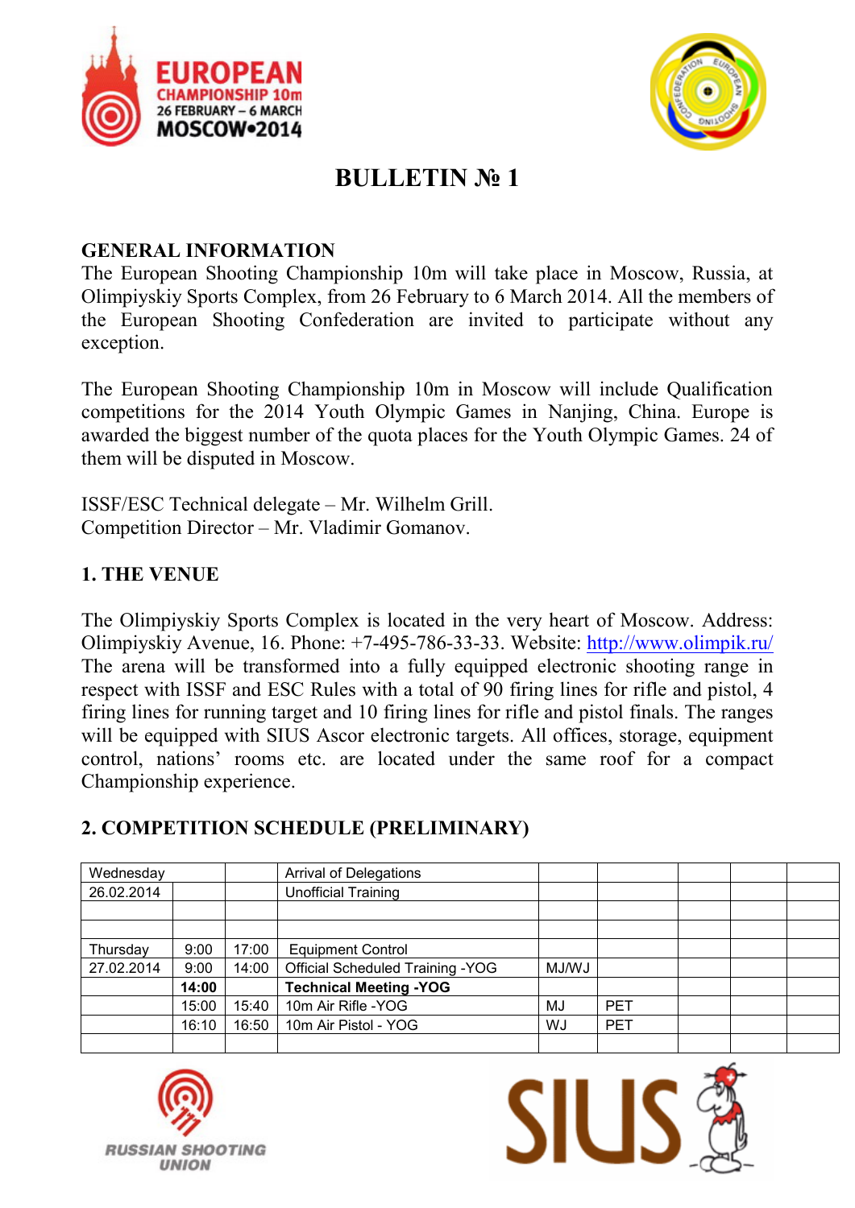# BULLETIN № 1

## GENERAL INFORMATION

The European Shooting Championship 10m will take place in Moscow, Russia, at Olimpiyskiy Sports Complex, from 26 February to 6 March 2014. All the members of the European Shooting Confederation are invited to participate without any exception.

The European Shooting Championship 10m in Moscow will include Qualification competitions for the 2014 Youth Olympic Games in Nanjing, China. Europe is awarded the biggest number of the quota places for the Youth Olympic Games. 24 of them will be disputed in Moscow.

ISSF/ESC Technical delegate – Mr. Wilhelm Grill.
Competition Director – Mr. Vladimir Gomanov.

## 1. THE VENUE

The Olimpiyskiy Sports Complex is located in the very heart of Moscow. Address: Olimpiyskiy Avenue, 16. Phone: +7-495-786-33-33. Website: http://www.olimpik.ru/
The arena will be transformed into a fully equipped electronic shooting range in respect with ISSF and ESC Rules with a total of 90 firing lines for rifle and pistol, 4 firing lines for running target and 10 firing lines for rifle and pistol finals. The ranges will be equipped with SIUS Ascor electronic targets. All offices, storage, equipment control, nations' rooms etc. are located under the same roof for a compact Championship experience.

## 2. COMPETITION SCHEDULE (PRELIMINARY)

| | | | | | | | | |
|---|---|---|---|---|---|---|---|---|
| Wednesday | | | Arrival of Delegations | | | | | |
| 26.02.2014 | | | Unofficial Training | | | | | |
| | | | | | | | | |
| | | | | | | | | |
| Thursday | 9:00 | 17:00 | Equipment Control | | | | | |
| 27.02.2014 | 9:00 | 14:00 | Official Scheduled Training -YOG | MJ/WJ | | | | |
| | **14:00** | | **Technical Meeting -YOG** | | | | | |
| | 15:00 | 15:40 | 10m Air Rifle -YOG | MJ | PET | | | |
| | 16:10 | 16:50 | 10m Air Pistol - YOG | WJ | PET | | | |
| | | | | | | | | |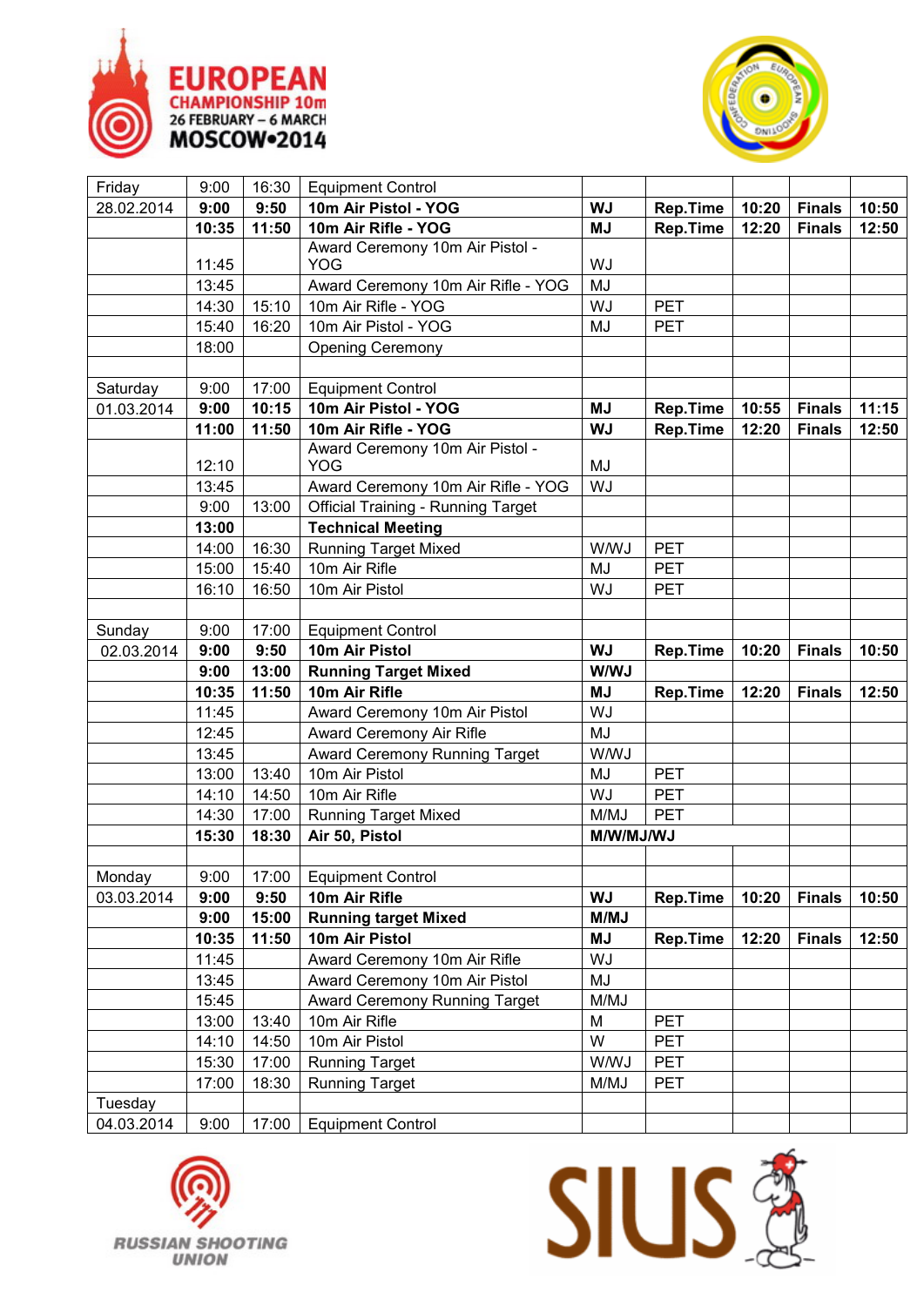EUROPEAN CHAMPIONSHIP 10m
26 FEBRUARY – 6 MARCH
MOSCOW•2014

| | | | | | | | | |
|---|---|---|---|---|---|---|---|---|
| Friday | 9:00 | 16:30 | Equipment Control | | | | | |
| 28.02.2014 | **9:00** | **9:50** | **10m Air Pistol - YOG** | **WJ** | **Rep.Time** | **10:20** | **Finals** | **10:50** |
| | **10:35** | **11:50** | **10m Air Rifle - YOG** | **MJ** | **Rep.Time** | **12:20** | **Finals** | **12:50** |
| | 11:45 | | Award Ceremony 10m Air Pistol - YOG | WJ | | | | |
| | 13:45 | | Award Ceremony 10m Air Rifle - YOG | MJ | | | | |
| | 14:30 | 15:10 | 10m Air Rifle - YOG | WJ | PET | | | |
| | 15:40 | 16:20 | 10m Air Pistol - YOG | MJ | PET | | | |
| | 18:00 | | Opening Ceremony | | | | | |
| | | | | | | | | |
| Saturday | 9:00 | 17:00 | Equipment Control | | | | | |
| 01.03.2014 | **9:00** | **10:15** | **10m Air Pistol - YOG** | **MJ** | **Rep.Time** | **10:55** | **Finals** | **11:15** |
| | **11:00** | **11:50** | **10m Air Rifle - YOG** | **WJ** | **Rep.Time** | **12:20** | **Finals** | **12:50** |
| | 12:10 | | Award Ceremony 10m Air Pistol - YOG | MJ | | | | |
| | 13:45 | | Award Ceremony 10m Air Rifle - YOG | WJ | | | | |
| | 9:00 | 13:00 | Official Training - Running Target | | | | | |
| | **13:00** | | **Technical Meeting** | | | | | |
| | 14:00 | 16:30 | Running Target Mixed | W/WJ | PET | | | |
| | 15:00 | 15:40 | 10m Air Rifle | MJ | PET | | | |
| | 16:10 | 16:50 | 10m Air Pistol | WJ | PET | | | |
| | | | | | | | | |
| Sunday | 9:00 | 17:00 | Equipment Control | | | | | |
| 02.03.2014 | **9:00** | **9:50** | **10m Air Pistol** | **WJ** | **Rep.Time** | **10:20** | **Finals** | **10:50** |
| | **9:00** | **13:00** | **Running Target Mixed** | **W/WJ** | | | | |
| | **10:35** | **11:50** | **10m Air Rifle** | **MJ** | **Rep.Time** | **12:20** | **Finals** | **12:50** |
| | 11:45 | | Award Ceremony 10m Air Pistol | WJ | | | | |
| | 12:45 | | Award Ceremony Air Rifle | MJ | | | | |
| | 13:45 | | Award Ceremony Running Target | W/WJ | | | | |
| | 13:00 | 13:40 | 10m Air Pistol | MJ | PET | | | |
| | 14:10 | 14:50 | 10m Air Rifle | WJ | PET | | | |
| | 14:30 | 17:00 | Running Target Mixed | M/MJ | PET | | | |
| | **15:30** | **18:30** | **Air 50, Pistol** | **M/W/MJ/WJ** | | | | |
| | | | | | | | | |
| Monday | 9:00 | 17:00 | Equipment Control | | | | | |
| 03.03.2014 | **9:00** | **9:50** | **10m Air Rifle** | **WJ** | **Rep.Time** | **10:20** | **Finals** | **10:50** |
| | **9:00** | **15:00** | **Running target Mixed** | **M/MJ** | | | | |
| | **10:35** | **11:50** | **10m Air Pistol** | **MJ** | **Rep.Time** | **12:20** | **Finals** | **12:50** |
| | 11:45 | | Award Ceremony 10m Air Rifle | WJ | | | | |
| | 13:45 | | Award Ceremony 10m Air Pistol | MJ | | | | |
| | 15:45 | | Award Ceremony Running Target | M/MJ | | | | |
| | 13:00 | 13:40 | 10m Air Rifle | M | PET | | | |
| | 14:10 | 14:50 | 10m Air Pistol | W | PET | | | |
| | 15:30 | 17:00 | Running Target | W/WJ | PET | | | |
| | 17:00 | 18:30 | Running Target | M/MJ | PET | | | |
| Tuesday | | | | | | | | |
| 04.03.2014 | 9:00 | 17:00 | Equipment Control | | | | | |

RUSSIAN SHOOTING UNION

SIUS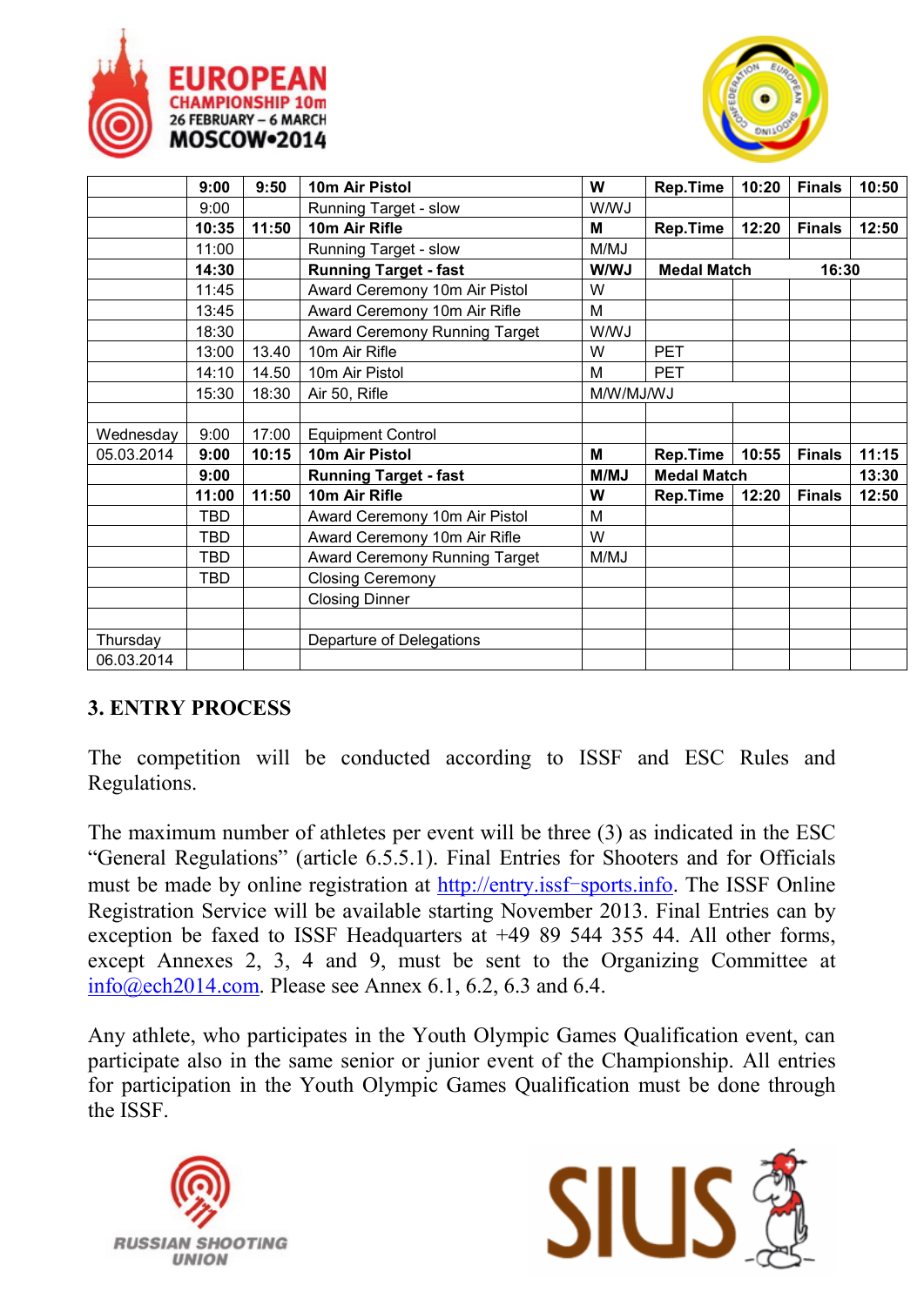| | | | | | | | | | |
|---|---|---|---|---|---|---|---|---|---|
| | **9:00** | **9:50** | **10m Air Pistol** | **W** | **Rep.Time** | **10:20** | **Finals** | **10:50** |
| | 9:00 | | Running Target - slow | W/WJ | | | | |
| | **10:35** | **11:50** | **10m Air Rifle** | **M** | **Rep.Time** | **12:20** | **Finals** | **12:50** |
| | 11:00 | | Running Target - slow | M/MJ | | | | |
| | **14:30** | | **Running Target - fast** | **W/WJ** | **Medal Match** | | **16:30** | |
| | 11:45 | | Award Ceremony 10m Air Pistol | W | | | | |
| | 13:45 | | Award Ceremony 10m Air Rifle | M | | | | |
| | 18:30 | | Award Ceremony Running Target | W/WJ | | | | |
| | 13:00 | 13.40 | 10m Air Rifle | W | PET | | | |
| | 14:10 | 14.50 | 10m Air Pistol | M | PET | | | |
| | 15:30 | 18:30 | Air 50, Rifle | M/W/MJ/WJ | | | | |
| | | | | | | | | |
| Wednesday | 9:00 | 17:00 | Equipment Control | | | | | |
| 05.03.2014 | **9:00** | **10:15** | **10m Air Pistol** | **M** | **Rep.Time** | **10:55** | **Finals** | **11:15** |
| | **9:00** | | **Running Target - fast** | **M/MJ** | **Medal Match** | | | **13:30** |
| | **11:00** | **11:50** | **10m Air Rifle** | **W** | **Rep.Time** | **12:20** | **Finals** | **12:50** |
| | TBD | | Award Ceremony 10m Air Pistol | M | | | | |
| | TBD | | Award Ceremony 10m Air Rifle | W | | | | |
| | TBD | | Award Ceremony Running Target | M/MJ | | | | |
| | TBD | | Closing Ceremony | | | | | |
| | | | Closing Dinner | | | | | |
| | | | | | | | | |
| Thursday | | | Departure of Delegations | | | | | |
| 06.03.2014 | | | | | | | | |

## 3. ENTRY PROCESS

The competition will be conducted according to ISSF and ESC Rules and Regulations.

The maximum number of athletes per event will be three (3) as indicated in the ESC "General Regulations" (article 6.5.5.1). Final Entries for Shooters and for Officials must be made by online registration at http://entry.issf-sports.info. The ISSF Online Registration Service will be available starting November 2013. Final Entries can by exception be faxed to ISSF Headquarters at +49 89 544 355 44. All other forms, except Annexes 2, 3, 4 and 9, must be sent to the Organizing Committee at info@ech2014.com. Please see Annex 6.1, 6.2, 6.3 and 6.4.

Any athlete, who participates in the Youth Olympic Games Qualification event, can participate also in the same senior or junior event of the Championship. All entries for participation in the Youth Olympic Games Qualification must be done through the ISSF.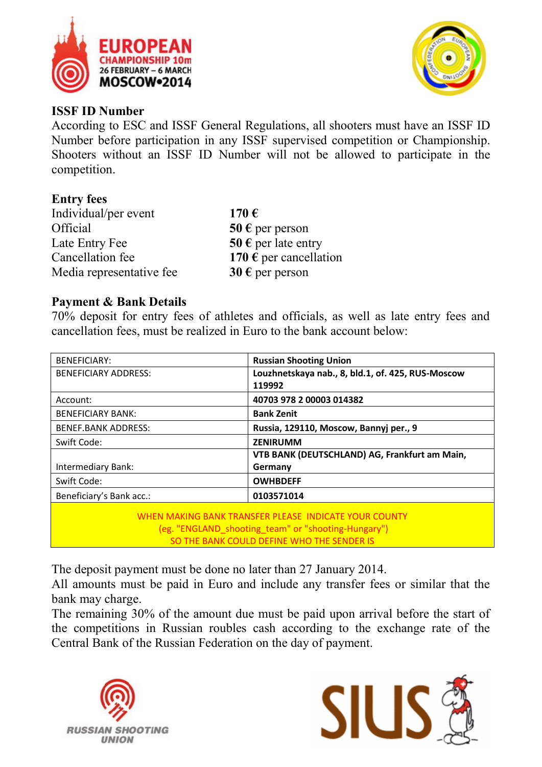## ISSF ID Number

According to ESC and ISSF General Regulations, all shooters must have an ISSF ID Number before participation in any ISSF supervised competition or Championship. Shooters without an ISSF ID Number will not be allowed to participate in the competition.

## Entry fees

| | |
|---|---|
| Individual/per event | **170 €** |
| Official | **50 €** per person |
| Late Entry Fee | **50 €** per late entry |
| Cancellation fee | **170 €** per cancellation |
| Media representative fee | **30 €** per person |

## Payment & Bank Details

70% deposit for entry fees of athletes and officials, as well as late entry fees and cancellation fees, must be realized in Euro to the bank account below:

| | |
|---|---|
| BENEFICIARY: | **Russian Shooting Union** |
| BENEFICIARY ADDRESS: | **Louzhnetskaya nab., 8, bld.1, of. 425, RUS-Moscow 119992** |
| Account: | **40703 978 2 00003 014382** |
| BENEFICIARY BANK: | **Bank Zenit** |
| BENEF.BANK ADDRESS: | **Russia, 129110, Moscow, Bannyj per., 9** |
| Swift Code: | **ZENIRUMM** |
| Intermediary Bank: | **VTB BANK (DEUTSCHLAND) AG, Frankfurt am Main, Germany** |
| Swift Code: | **OWHBDEFF** |
| Beneficiary's Bank acc.: | **0103571014** |

WHEN MAKING BANK TRANSFER PLEASE INDICATE YOUR COUNTY
(eg. "ENGLAND_shooting_team" or "shooting-Hungary")
SO THE BANK COULD DEFINE WHO THE SENDER IS

The deposit payment must be done no later than 27 January 2014.

All amounts must be paid in Euro and include any transfer fees or similar that the bank may charge.

The remaining 30% of the amount due must be paid upon arrival before the start of the competitions in Russian roubles cash according to the exchange rate of the Central Bank of the Russian Federation on the day of payment.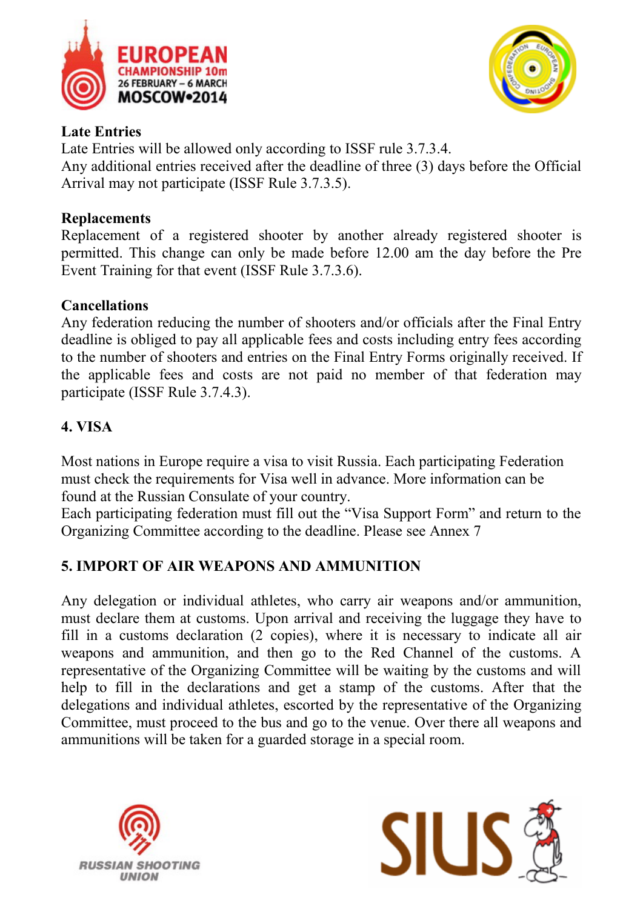**Late Entries**

Late Entries will be allowed only according to ISSF rule 3.7.3.4.
Any additional entries received after the deadline of three (3) days before the Official Arrival may not participate (ISSF Rule 3.7.3.5).

**Replacements**

Replacement of a registered shooter by another already registered shooter is permitted. This change can only be made before 12.00 am the day before the Pre Event Training for that event (ISSF Rule 3.7.3.6).

**Cancellations**

Any federation reducing the number of shooters and/or officials after the Final Entry deadline is obliged to pay all applicable fees and costs including entry fees according to the number of shooters and entries on the Final Entry Forms originally received. If the applicable fees and costs are not paid no member of that federation may participate (ISSF Rule 3.7.4.3).

## 4. VISA

Most nations in Europe require a visa to visit Russia. Each participating Federation must check the requirements for Visa well in advance. More information can be found at the Russian Consulate of your country.
Each participating federation must fill out the "Visa Support Form" and return to the Organizing Committee according to the deadline. Please see Annex 7

## 5. IMPORT OF AIR WEAPONS AND AMMUNITION

Any delegation or individual athletes, who carry air weapons and/or ammunition, must declare them at customs. Upon arrival and receiving the luggage they have to fill in a customs declaration (2 copies), where it is necessary to indicate all air weapons and ammunition, and then go to the Red Channel of the customs. A representative of the Organizing Committee will be waiting by the customs and will help to fill in the declarations and get a stamp of the customs. After that the delegations and individual athletes, escorted by the representative of the Organizing Committee, must proceed to the bus and go to the venue. Over there all weapons and ammunitions will be taken for a guarded storage in a special room.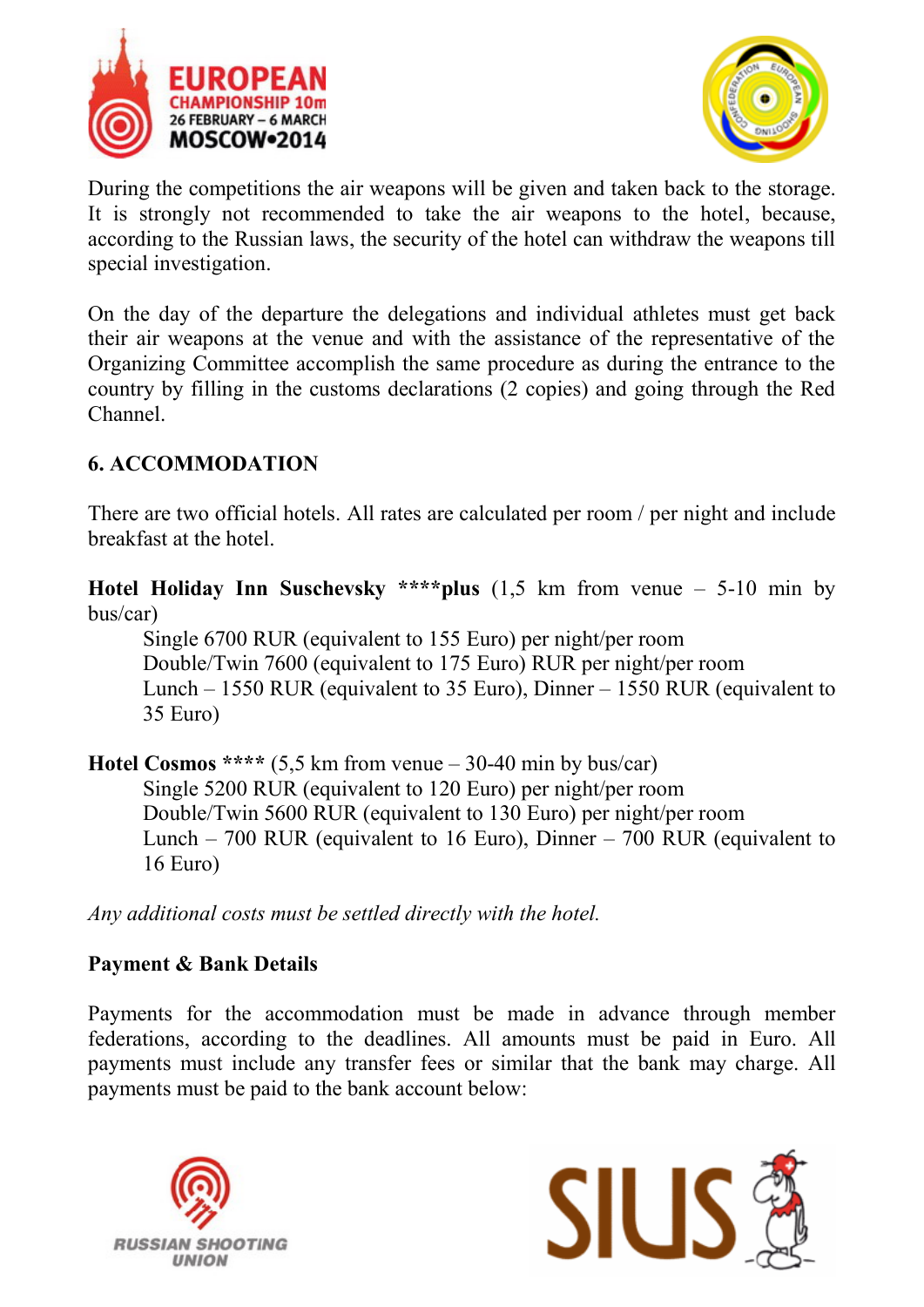During the competitions the air weapons will be given and taken back to the storage. It is strongly not recommended to take the air weapons to the hotel, because, according to the Russian laws, the security of the hotel can withdraw the weapons till special investigation.

On the day of the departure the delegations and individual athletes must get back their air weapons at the venue and with the assistance of the representative of the Organizing Committee accomplish the same procedure as during the entrance to the country by filling in the customs declarations (2 copies) and going through the Red Channel.

## 6. ACCOMMODATION

There are two official hotels. All rates are calculated per room / per night and include breakfast at the hotel.

**Hotel Holiday Inn Suschevsky ****plus** (1,5 km from venue – 5-10 min by bus/car)

Single 6700 RUR (equivalent to 155 Euro) per night/per room
Double/Twin 7600 (equivalent to 175 Euro) RUR per night/per room
Lunch – 1550 RUR (equivalent to 35 Euro), Dinner – 1550 RUR (equivalent to 35 Euro)

**Hotel Cosmos ****** (5,5 km from venue – 30-40 min by bus/car)

Single 5200 RUR (equivalent to 120 Euro) per night/per room
Double/Twin 5600 RUR (equivalent to 130 Euro) per night/per room
Lunch – 700 RUR (equivalent to 16 Euro), Dinner – 700 RUR (equivalent to 16 Euro)

*Any additional costs must be settled directly with the hotel.*

**Payment & Bank Details**

Payments for the accommodation must be made in advance through member federations, according to the deadlines. All amounts must be paid in Euro. All payments must include any transfer fees or similar that the bank may charge. All payments must be paid to the bank account below: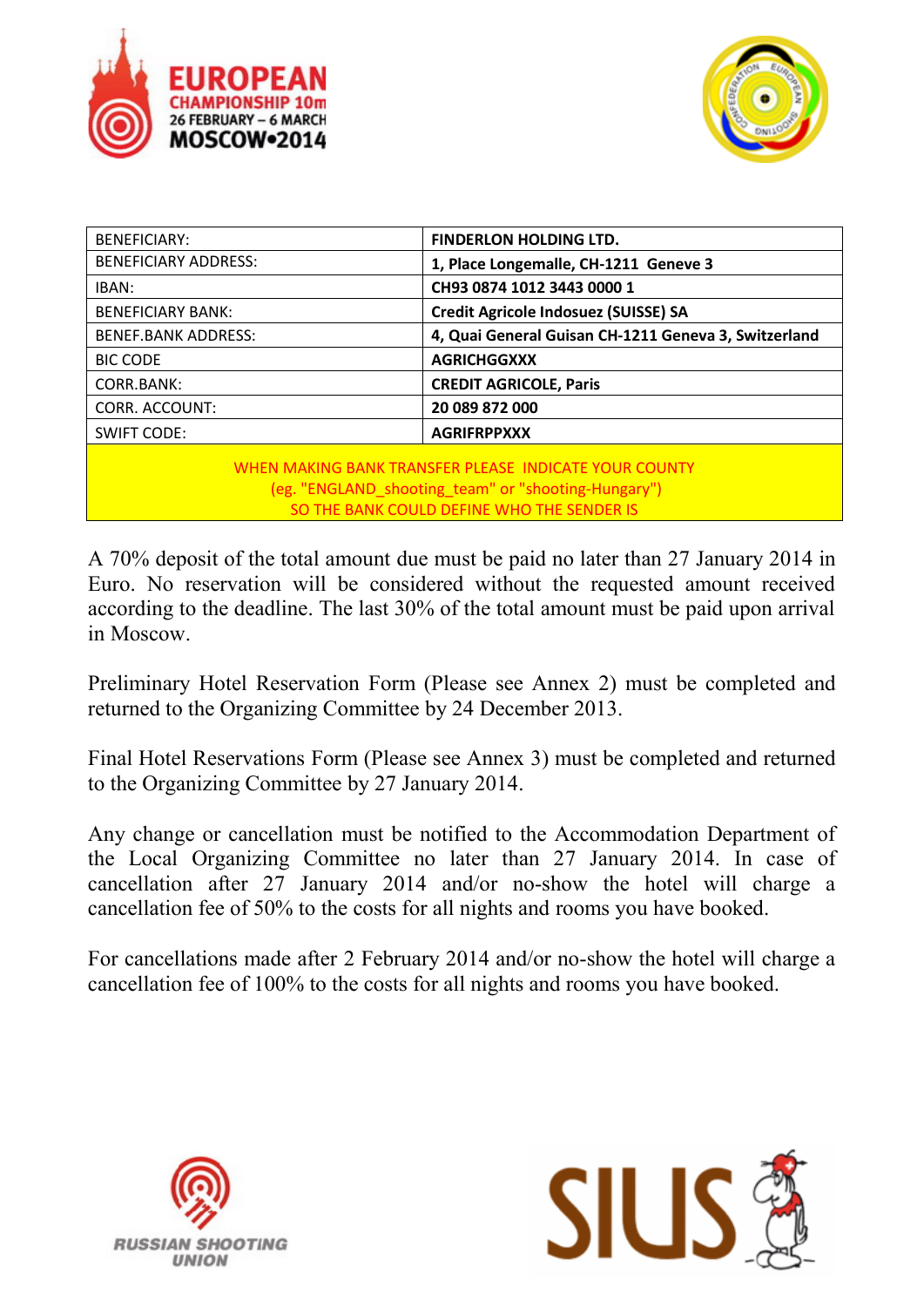| BENEFICIARY: | FINDERLON HOLDING LTD. |
|---|---|
| BENEFICIARY ADDRESS: | 1, Place Longemalle, CH-1211 Geneve 3 |
| IBAN: | CH93 0874 1012 3443 0000 1 |
| BENEFICIARY BANK: | Credit Agricole Indosuez (SUISSE) SA |
| BENEF.BANK ADDRESS: | 4, Quai General Guisan CH-1211 Geneva 3, Switzerland |
| BIC CODE | AGRICHGGXXX |
| CORR.BANK: | CREDIT AGRICOLE, Paris |
| CORR. ACCOUNT: | 20 089 872 000 |
| SWIFT CODE: | AGRIFRPPXXX |

WHEN MAKING BANK TRANSFER PLEASE INDICATE YOUR COUNTY
(eg. "ENGLAND_shooting_team" or "shooting-Hungary")
SO THE BANK COULD DEFINE WHO THE SENDER IS

A 70% deposit of the total amount due must be paid no later than 27 January 2014 in Euro. No reservation will be considered without the requested amount received according to the deadline. The last 30% of the total amount must be paid upon arrival in Moscow.

Preliminary Hotel Reservation Form (Please see Annex 2) must be completed and returned to the Organizing Committee by 24 December 2013.

Final Hotel Reservations Form (Please see Annex 3) must be completed and returned to the Organizing Committee by 27 January 2014.

Any change or cancellation must be notified to the Accommodation Department of the Local Organizing Committee no later than 27 January 2014. In case of cancellation after 27 January 2014 and/or no-show the hotel will charge a cancellation fee of 50% to the costs for all nights and rooms you have booked.

For cancellations made after 2 February 2014 and/or no-show the hotel will charge a cancellation fee of 100% to the costs for all nights and rooms you have booked.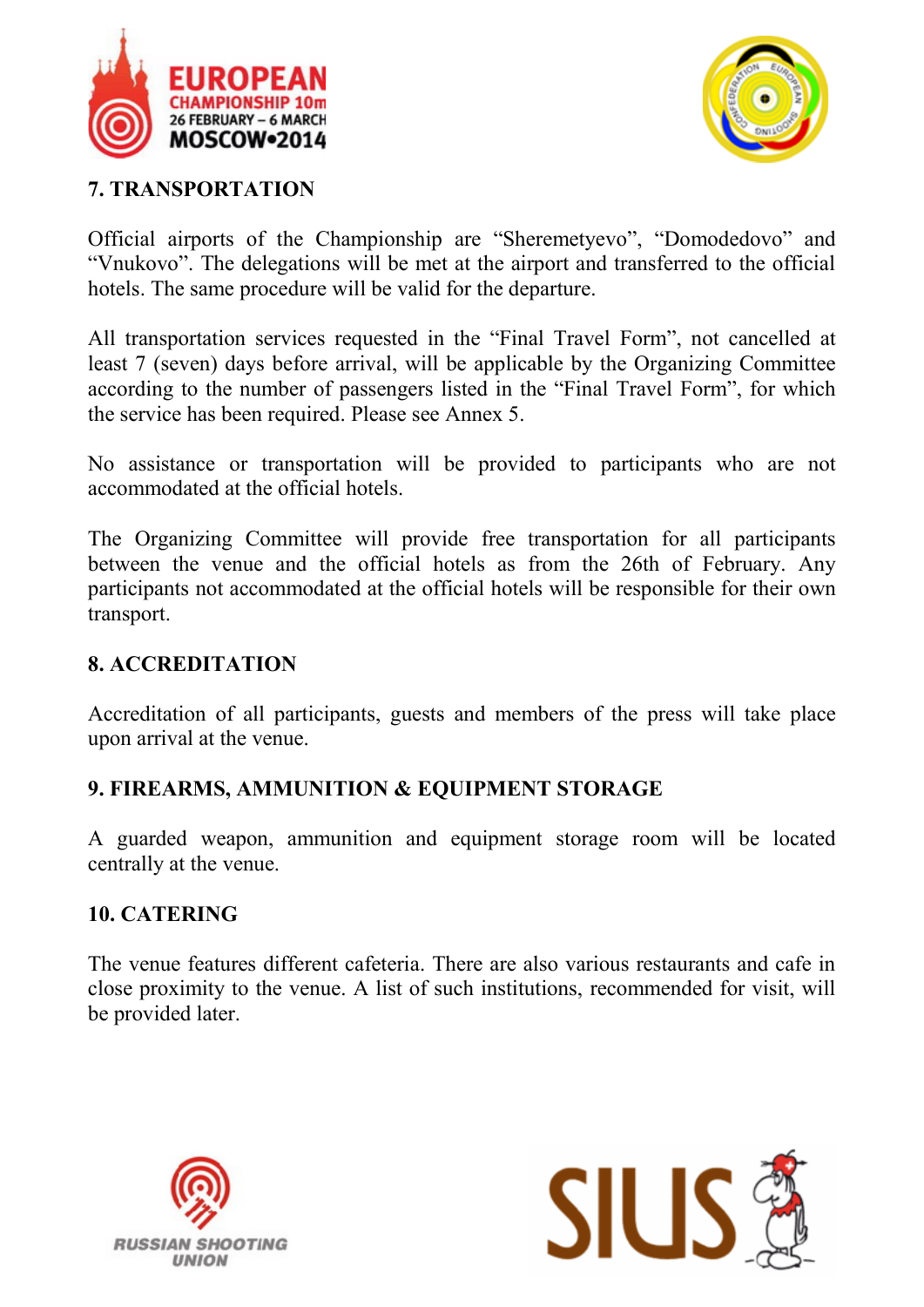## 7. TRANSPORTATION

Official airports of the Championship are “Sheremetyevo”, “Domodedovo” and “Vnukovo”. The delegations will be met at the airport and transferred to the official hotels. The same procedure will be valid for the departure.

All transportation services requested in the “Final Travel Form”, not cancelled at least 7 (seven) days before arrival, will be applicable by the Organizing Committee according to the number of passengers listed in the “Final Travel Form”, for which the service has been required. Please see Annex 5.

No assistance or transportation will be provided to participants who are not accommodated at the official hotels.

The Organizing Committee will provide free transportation for all participants between the venue and the official hotels as from the 26th of February. Any participants not accommodated at the official hotels will be responsible for their own transport.

## 8. ACCREDITATION

Accreditation of all participants, guests and members of the press will take place upon arrival at the venue.

## 9. FIREARMS, AMMUNITION & EQUIPMENT STORAGE

A guarded weapon, ammunition and equipment storage room will be located centrally at the venue.

## 10. CATERING

The venue features different cafeteria. There are also various restaurants and cafe in close proximity to the venue. A list of such institutions, recommended for visit, will be provided later.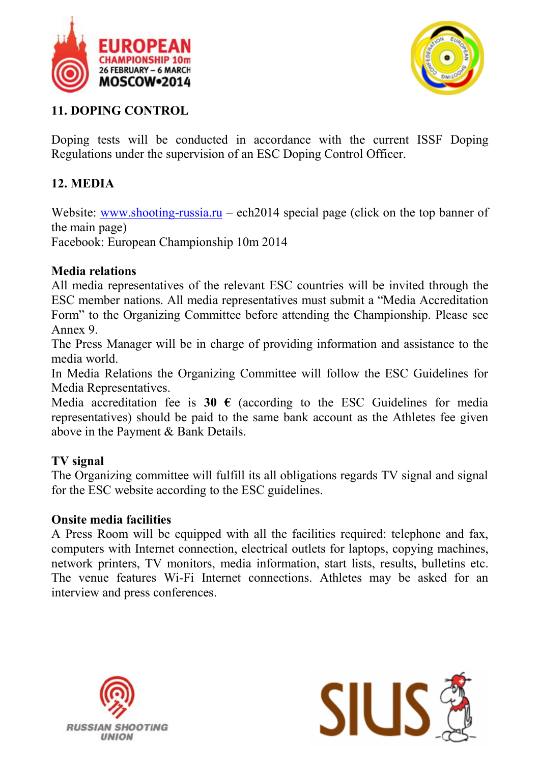## 11. DOPING CONTROL

Doping tests will be conducted in accordance with the current ISSF Doping Regulations under the supervision of an ESC Doping Control Officer.

## 12. MEDIA

Website: [www.shooting-russia.ru](http://www.shooting-russia.ru) – ech2014 special page (click on the top banner of the main page)
Facebook: European Championship 10m 2014

**Media relations**

All media representatives of the relevant ESC countries will be invited through the ESC member nations. All media representatives must submit a "Media Accreditation Form" to the Organizing Committee before attending the Championship. Please see Annex 9.

The Press Manager will be in charge of providing information and assistance to the media world.

In Media Relations the Organizing Committee will follow the ESC Guidelines for Media Representatives.

Media accreditation fee is **30 €** (according to the ESC Guidelines for media representatives) should be paid to the same bank account as the Athletes fee given above in the Payment & Bank Details.

**TV signal**

The Organizing committee will fulfill its all obligations regards TV signal and signal for the ESC website according to the ESC guidelines.

**Onsite media facilities**

A Press Room will be equipped with all the facilities required: telephone and fax, computers with Internet connection, electrical outlets for laptops, copying machines, network printers, TV monitors, media information, start lists, results, bulletins etc. The venue features Wi-Fi Internet connections. Athletes may be asked for an interview and press conferences.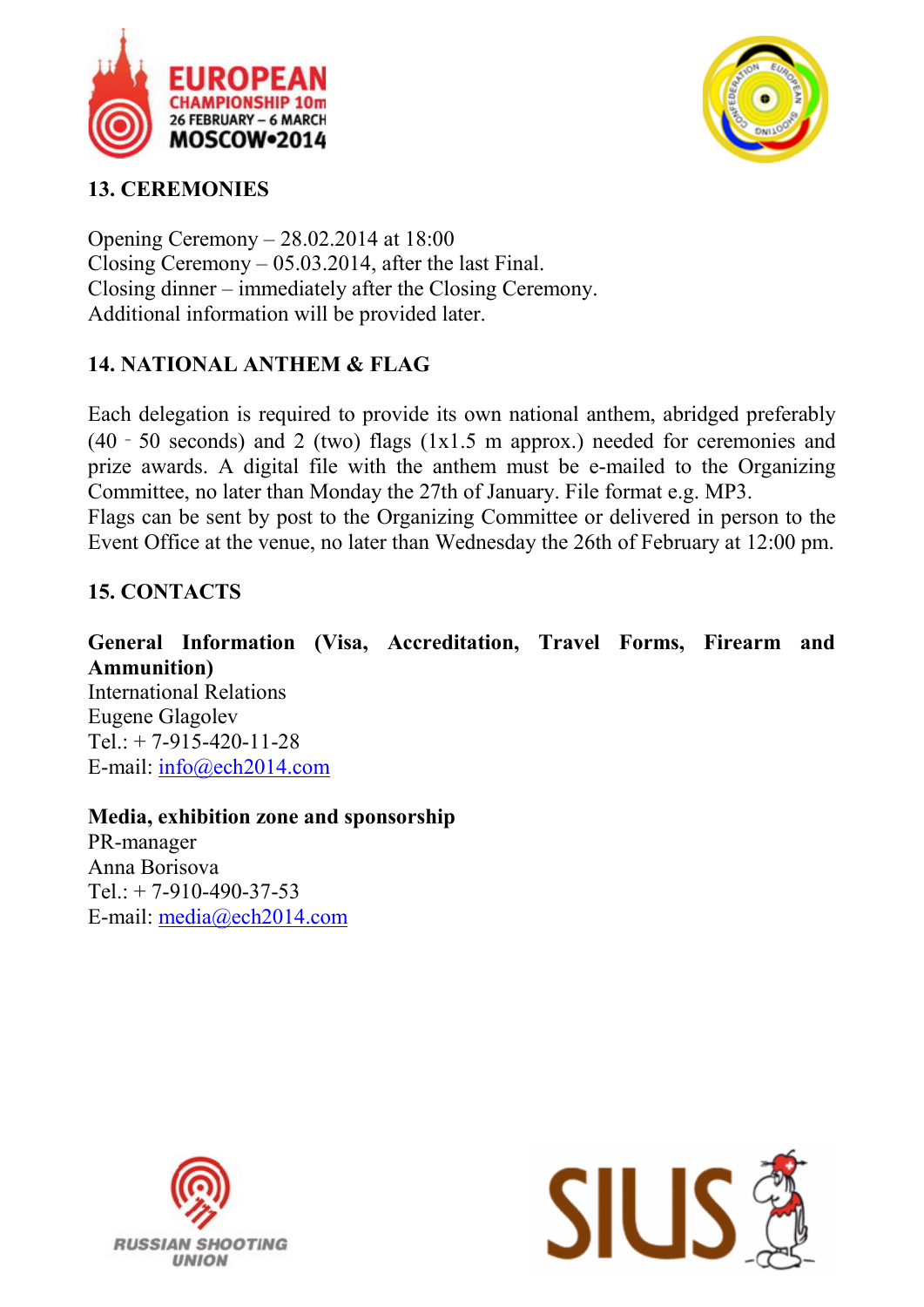## 13. CEREMONIES

Opening Ceremony – 28.02.2014 at 18:00
Closing Ceremony – 05.03.2014, after the last Final.
Closing dinner – immediately after the Closing Ceremony.
Additional information will be provided later.

## 14. NATIONAL ANTHEM & FLAG

Each delegation is required to provide its own national anthem, abridged preferably (40 ‐ 50 seconds) and 2 (two) flags (1x1.5 m approx.) needed for ceremonies and prize awards. A digital file with the anthem must be e-mailed to the Organizing Committee, no later than Monday the 27th of January. File format e.g. MP3.
Flags can be sent by post to the Organizing Committee or delivered in person to the Event Office at the venue, no later than Wednesday the 26th of February at 12:00 pm.

## 15. CONTACTS

**General Information (Visa, Accreditation, Travel Forms, Firearm and Ammunition)**
International Relations
Eugene Glagolev
Tel.: + 7-915-420-11-28
E-mail: info@ech2014.com

**Media, exhibition zone and sponsorship**
PR-manager
Anna Borisova
Tel.: + 7-910-490-37-53
E-mail: media@ech2014.com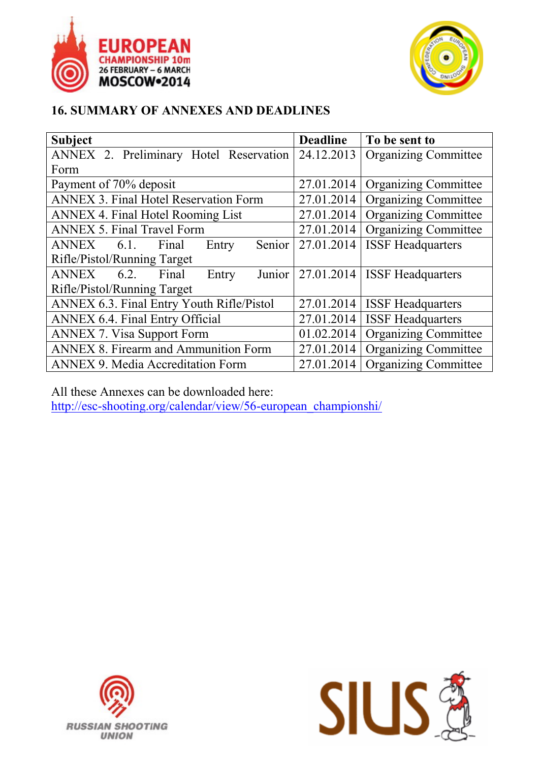## 16. SUMMARY OF ANNEXES AND DEADLINES

| Subject | Deadline | To be sent to |
|---|---|---|
| ANNEX 2. Preliminary Hotel Reservation Form | 24.12.2013 | Organizing Committee |
| Payment of 70% deposit | 27.01.2014 | Organizing Committee |
| ANNEX 3. Final Hotel Reservation Form | 27.01.2014 | Organizing Committee |
| ANNEX 4. Final Hotel Rooming List | 27.01.2014 | Organizing Committee |
| ANNEX 5. Final Travel Form | 27.01.2014 | Organizing Committee |
| ANNEX 6.1. Final Entry Senior Rifle/Pistol/Running Target | 27.01.2014 | ISSF Headquarters |
| ANNEX 6.2. Final Entry Junior Rifle/Pistol/Running Target | 27.01.2014 | ISSF Headquarters |
| ANNEX 6.3. Final Entry Youth Rifle/Pistol | 27.01.2014 | ISSF Headquarters |
| ANNEX 6.4. Final Entry Official | 27.01.2014 | ISSF Headquarters |
| ANNEX 7. Visa Support Form | 01.02.2014 | Organizing Committee |
| ANNEX 8. Firearm and Ammunition Form | 27.01.2014 | Organizing Committee |
| ANNEX 9. Media Accreditation Form | 27.01.2014 | Organizing Committee |

All these Annexes can be downloaded here:
http://esc-shooting.org/calendar/view/56-european_championshi/